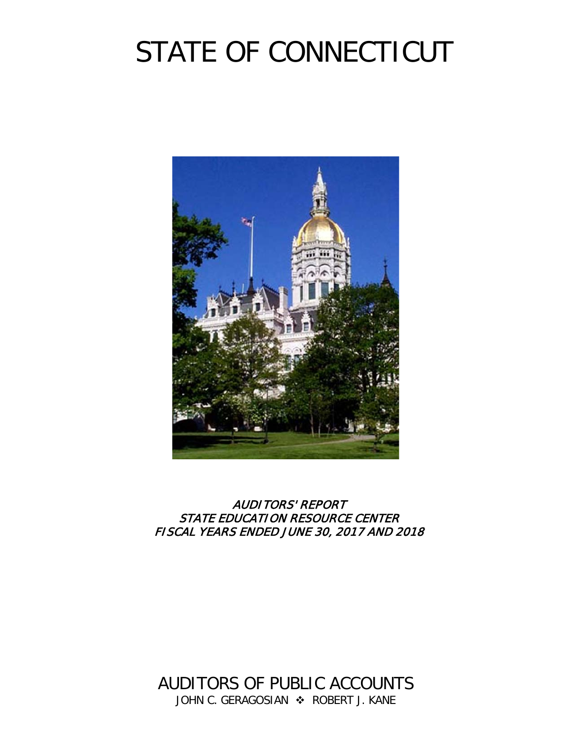# STATE OF CONNECTICUT

*AUDITORS' REPORT*
*STATE EDUCATION RESOURCE CENTER*
*FISCAL YEARS ENDED JUNE 30, 2017 AND 2018*

## AUDITORS OF PUBLIC ACCOUNTS

JOHN C. GERAGOSIAN ❖ ROBERT J. KANE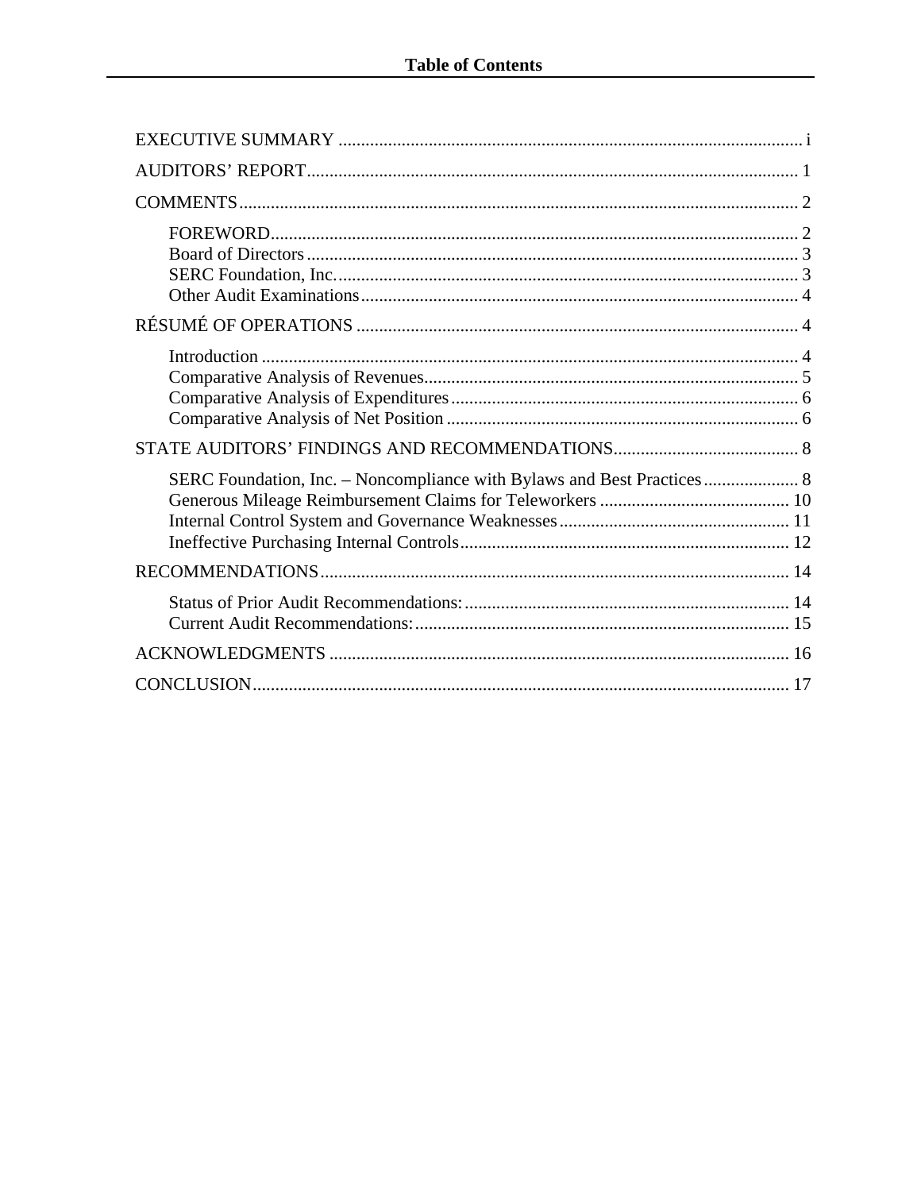# Table of Contents

EXECUTIVE SUMMARY ..................................................................................................... i

AUDITORS' REPORT........................................................................................................... 1

COMMENTS.......................................................................................................................... 2

- FOREWORD.................................................................................................................. 2
- Board of Directors.......................................................................................................... 3
- SERC Foundation, Inc..................................................................................................... 3
- Other Audit Examinations............................................................................................... 4

RÉSUMÉ OF OPERATIONS ................................................................................................ 4

- Introduction .................................................................................................................... 4
- Comparative Analysis of Revenues................................................................................. 5
- Comparative Analysis of Expenditures........................................................................... 6
- Comparative Analysis of Net Position ............................................................................ 6

STATE AUDITORS' FINDINGS AND RECOMMENDATIONS......................................... 8

- SERC Foundation, Inc. – Noncompliance with Bylaws and Best Practices..................... 8
- Generous Mileage Reimbursement Claims for Teleworkers .......................................... 10
- Internal Control System and Governance Weaknesses.................................................. 11
- Ineffective Purchasing Internal Controls........................................................................ 12

RECOMMENDATIONS....................................................................................................... 14

- Status of Prior Audit Recommendations:....................................................................... 14
- Current Audit Recommendations:.................................................................................. 15

ACKNOWLEDGMENTS .................................................................................................... 16

CONCLUSION..................................................................................................................... 17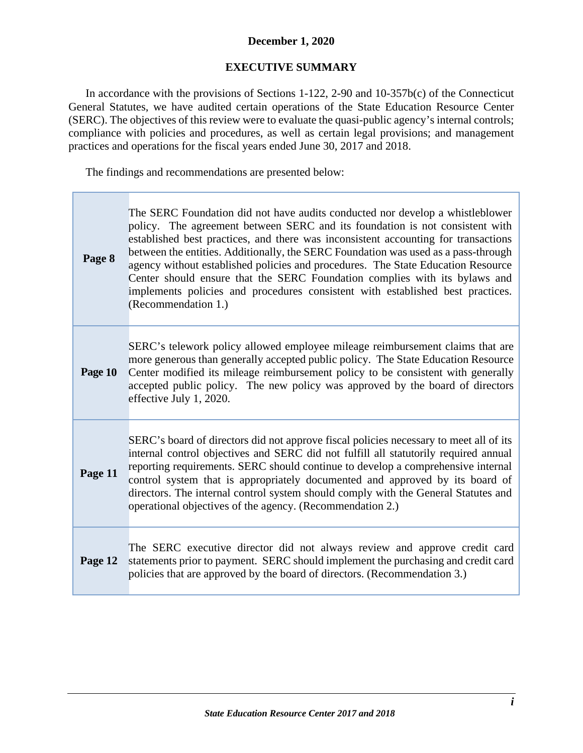**December 1, 2020**

## EXECUTIVE SUMMARY

In accordance with the provisions of Sections 1-122, 2-90 and 10-357b(c) of the Connecticut General Statutes, we have audited certain operations of the State Education Resource Center (SERC). The objectives of this review were to evaluate the quasi-public agency's internal controls; compliance with policies and procedures, as well as certain legal provisions; and management practices and operations for the fiscal years ended June 30, 2017 and 2018.

The findings and recommendations are presented below:

| | |
|---|---|
| **Page 8** | The SERC Foundation did not have audits conducted nor develop a whistleblower policy. The agreement between SERC and its foundation is not consistent with established best practices, and there was inconsistent accounting for transactions between the entities. Additionally, the SERC Foundation was used as a pass-through agency without established policies and procedures. The State Education Resource Center should ensure that the SERC Foundation complies with its bylaws and implements policies and procedures consistent with established best practices. (Recommendation 1.) |
| **Page 10** | SERC's telework policy allowed employee mileage reimbursement claims that are more generous than generally accepted public policy. The State Education Resource Center modified its mileage reimbursement policy to be consistent with generally accepted public policy. The new policy was approved by the board of directors effective July 1, 2020. |
| **Page 11** | SERC's board of directors did not approve fiscal policies necessary to meet all of its internal control objectives and SERC did not fulfill all statutorily required annual reporting requirements. SERC should continue to develop a comprehensive internal control system that is appropriately documented and approved by its board of directors. The internal control system should comply with the General Statutes and operational objectives of the agency. (Recommendation 2.) |
| **Page 12** | The SERC executive director did not always review and approve credit card statements prior to payment. SERC should implement the purchasing and credit card policies that are approved by the board of directors. (Recommendation 3.) |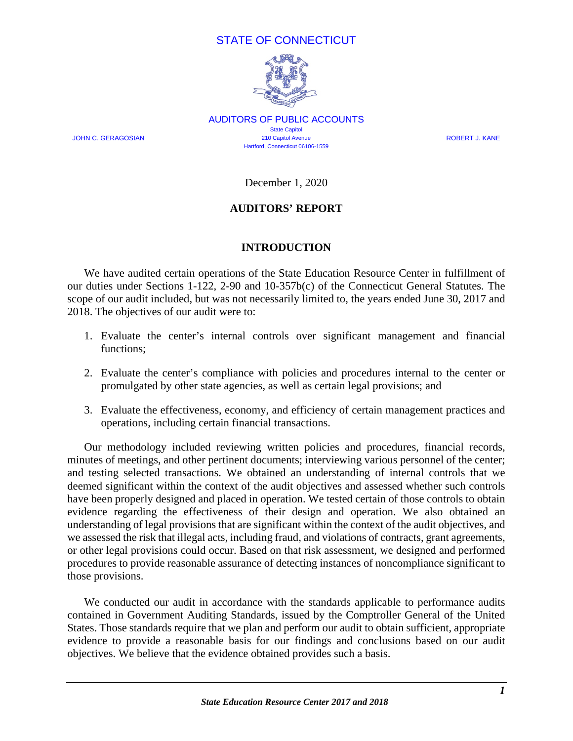STATE OF CONNECTICUT

AUDITORS OF PUBLIC ACCOUNTS

State Capitol
210 Capitol Avenue
Hartford, Connecticut 06106-1559

JOHN C. GERAGOSIAN

ROBERT J. KANE

December 1, 2020

## AUDITORS' REPORT

## INTRODUCTION

We have audited certain operations of the State Education Resource Center in fulfillment of our duties under Sections 1-122, 2-90 and 10-357b(c) of the Connecticut General Statutes. The scope of our audit included, but was not necessarily limited to, the years ended June 30, 2017 and 2018. The objectives of our audit were to:

1. Evaluate the center's internal controls over significant management and financial functions;

2. Evaluate the center's compliance with policies and procedures internal to the center or promulgated by other state agencies, as well as certain legal provisions; and

3. Evaluate the effectiveness, economy, and efficiency of certain management practices and operations, including certain financial transactions.

Our methodology included reviewing written policies and procedures, financial records, minutes of meetings, and other pertinent documents; interviewing various personnel of the center; and testing selected transactions. We obtained an understanding of internal controls that we deemed significant within the context of the audit objectives and assessed whether such controls have been properly designed and placed in operation. We tested certain of those controls to obtain evidence regarding the effectiveness of their design and operation. We also obtained an understanding of legal provisions that are significant within the context of the audit objectives, and we assessed the risk that illegal acts, including fraud, and violations of contracts, grant agreements, or other legal provisions could occur. Based on that risk assessment, we designed and performed procedures to provide reasonable assurance of detecting instances of noncompliance significant to those provisions.

We conducted our audit in accordance with the standards applicable to performance audits contained in Government Auditing Standards, issued by the Comptroller General of the United States. Those standards require that we plan and perform our audit to obtain sufficient, appropriate evidence to provide a reasonable basis for our findings and conclusions based on our audit objectives. We believe that the evidence obtained provides such a basis.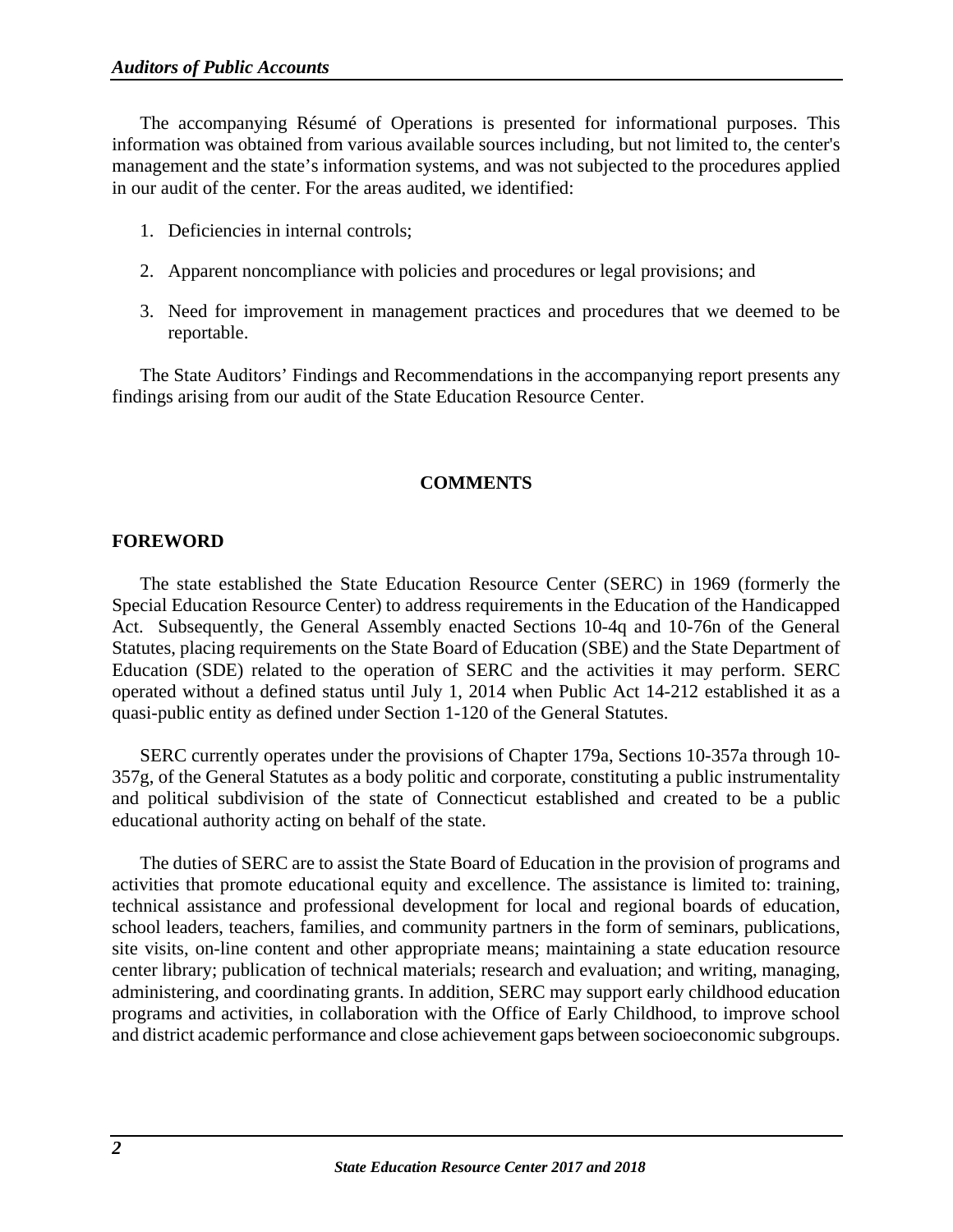The accompanying Résumé of Operations is presented for informational purposes. This information was obtained from various available sources including, but not limited to, the center's management and the state's information systems, and was not subjected to the procedures applied in our audit of the center. For the areas audited, we identified:

1. Deficiencies in internal controls;
2. Apparent noncompliance with policies and procedures or legal provisions; and
3. Need for improvement in management practices and procedures that we deemed to be reportable.

The State Auditors' Findings and Recommendations in the accompanying report presents any findings arising from our audit of the State Education Resource Center.

## COMMENTS

### FOREWORD

The state established the State Education Resource Center (SERC) in 1969 (formerly the Special Education Resource Center) to address requirements in the Education of the Handicapped Act. Subsequently, the General Assembly enacted Sections 10-4q and 10-76n of the General Statutes, placing requirements on the State Board of Education (SBE) and the State Department of Education (SDE) related to the operation of SERC and the activities it may perform. SERC operated without a defined status until July 1, 2014 when Public Act 14-212 established it as a quasi-public entity as defined under Section 1-120 of the General Statutes.

SERC currently operates under the provisions of Chapter 179a, Sections 10-357a through 10-357g, of the General Statutes as a body politic and corporate, constituting a public instrumentality and political subdivision of the state of Connecticut established and created to be a public educational authority acting on behalf of the state.

The duties of SERC are to assist the State Board of Education in the provision of programs and activities that promote educational equity and excellence. The assistance is limited to: training, technical assistance and professional development for local and regional boards of education, school leaders, teachers, families, and community partners in the form of seminars, publications, site visits, on-line content and other appropriate means; maintaining a state education resource center library; publication of technical materials; research and evaluation; and writing, managing, administering, and coordinating grants. In addition, SERC may support early childhood education programs and activities, in collaboration with the Office of Early Childhood, to improve school and district academic performance and close achievement gaps between socioeconomic subgroups.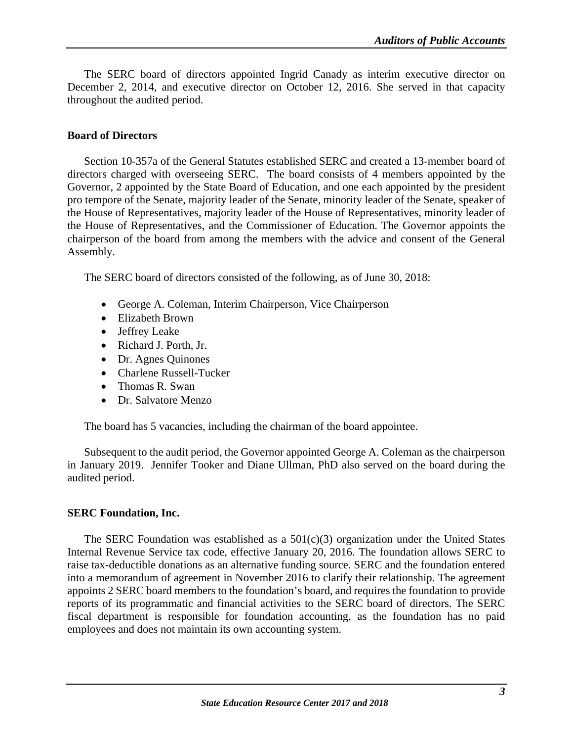The SERC board of directors appointed Ingrid Canady as interim executive director on December 2, 2014, and executive director on October 12, 2016. She served in that capacity throughout the audited period.

### Board of Directors

Section 10-357a of the General Statutes established SERC and created a 13-member board of directors charged with overseeing SERC. The board consists of 4 members appointed by the Governor, 2 appointed by the State Board of Education, and one each appointed by the president pro tempore of the Senate, majority leader of the Senate, minority leader of the Senate, speaker of the House of Representatives, majority leader of the House of Representatives, minority leader of the House of Representatives, and the Commissioner of Education. The Governor appoints the chairperson of the board from among the members with the advice and consent of the General Assembly.

The SERC board of directors consisted of the following, as of June 30, 2018:

- George A. Coleman, Interim Chairperson, Vice Chairperson
- Elizabeth Brown
- Jeffrey Leake
- Richard J. Porth, Jr.
- Dr. Agnes Quinones
- Charlene Russell-Tucker
- Thomas R. Swan
- Dr. Salvatore Menzo

The board has 5 vacancies, including the chairman of the board appointee.

Subsequent to the audit period, the Governor appointed George A. Coleman as the chairperson in January 2019. Jennifer Tooker and Diane Ullman, PhD also served on the board during the audited period.

### SERC Foundation, Inc.

The SERC Foundation was established as a 501(c)(3) organization under the United States Internal Revenue Service tax code, effective January 20, 2016. The foundation allows SERC to raise tax-deductible donations as an alternative funding source. SERC and the foundation entered into a memorandum of agreement in November 2016 to clarify their relationship. The agreement appoints 2 SERC board members to the foundation's board, and requires the foundation to provide reports of its programmatic and financial activities to the SERC board of directors. The SERC fiscal department is responsible for foundation accounting, as the foundation has no paid employees and does not maintain its own accounting system.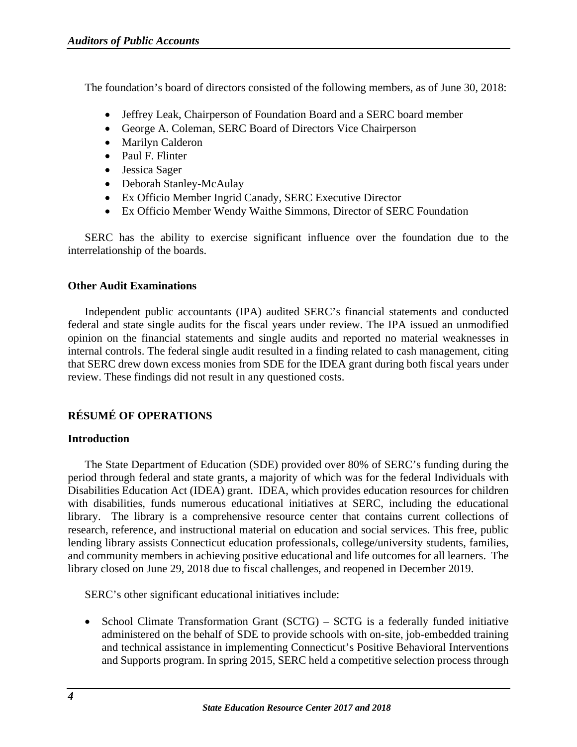The foundation's board of directors consisted of the following members, as of June 30, 2018:

- Jeffrey Leak, Chairperson of Foundation Board and a SERC board member
- George A. Coleman, SERC Board of Directors Vice Chairperson
- Marilyn Calderon
- Paul F. Flinter
- Jessica Sager
- Deborah Stanley-McAulay
- Ex Officio Member Ingrid Canady, SERC Executive Director
- Ex Officio Member Wendy Waithe Simmons, Director of SERC Foundation

SERC has the ability to exercise significant influence over the foundation due to the interrelationship of the boards.

### Other Audit Examinations

Independent public accountants (IPA) audited SERC's financial statements and conducted federal and state single audits for the fiscal years under review. The IPA issued an unmodified opinion on the financial statements and single audits and reported no material weaknesses in internal controls. The federal single audit resulted in a finding related to cash management, citing that SERC drew down excess monies from SDE for the IDEA grant during both fiscal years under review. These findings did not result in any questioned costs.

## RÉSUMÉ OF OPERATIONS

### Introduction

The State Department of Education (SDE) provided over 80% of SERC's funding during the period through federal and state grants, a majority of which was for the federal Individuals with Disabilities Education Act (IDEA) grant. IDEA, which provides education resources for children with disabilities, funds numerous educational initiatives at SERC, including the educational library. The library is a comprehensive resource center that contains current collections of research, reference, and instructional material on education and social services. This free, public lending library assists Connecticut education professionals, college/university students, families, and community members in achieving positive educational and life outcomes for all learners. The library closed on June 29, 2018 due to fiscal challenges, and reopened in December 2019.

SERC's other significant educational initiatives include:

- School Climate Transformation Grant (SCTG) – SCTG is a federally funded initiative administered on the behalf of SDE to provide schools with on-site, job-embedded training and technical assistance in implementing Connecticut's Positive Behavioral Interventions and Supports program. In spring 2015, SERC held a competitive selection process through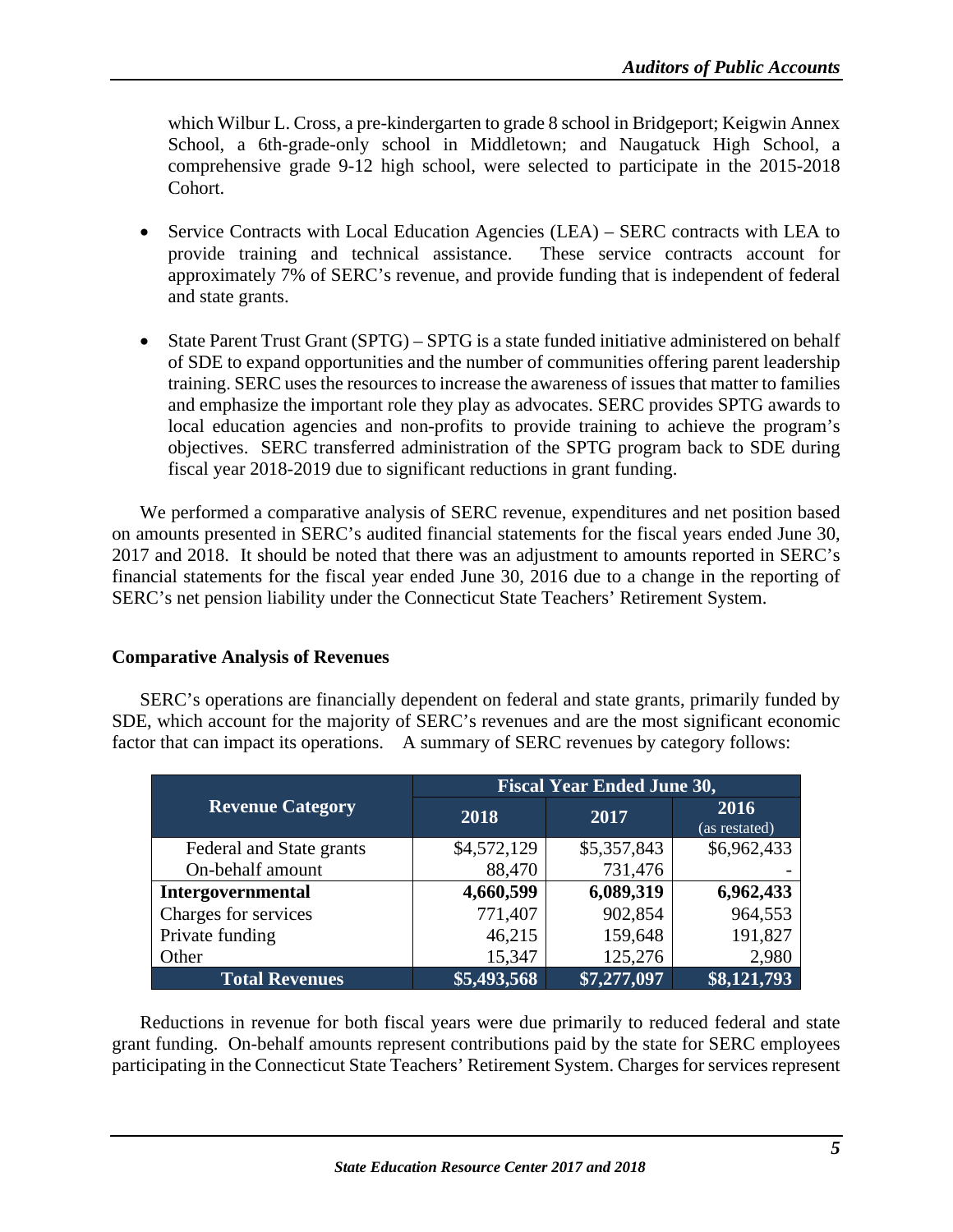which Wilbur L. Cross, a pre-kindergarten to grade 8 school in Bridgeport; Keigwin Annex School, a 6th-grade-only school in Middletown; and Naugatuck High School, a comprehensive grade 9-12 high school, were selected to participate in the 2015-2018 Cohort.

- Service Contracts with Local Education Agencies (LEA) – SERC contracts with LEA to provide training and technical assistance. These service contracts account for approximately 7% of SERC's revenue, and provide funding that is independent of federal and state grants.

- State Parent Trust Grant (SPTG) – SPTG is a state funded initiative administered on behalf of SDE to expand opportunities and the number of communities offering parent leadership training. SERC uses the resources to increase the awareness of issues that matter to families and emphasize the important role they play as advocates. SERC provides SPTG awards to local education agencies and non-profits to provide training to achieve the program's objectives. SERC transferred administration of the SPTG program back to SDE during fiscal year 2018-2019 due to significant reductions in grant funding.

We performed a comparative analysis of SERC revenue, expenditures and net position based on amounts presented in SERC's audited financial statements for the fiscal years ended June 30, 2017 and 2018. It should be noted that there was an adjustment to amounts reported in SERC's financial statements for the fiscal year ended June 30, 2016 due to a change in the reporting of SERC's net pension liability under the Connecticut State Teachers' Retirement System.

**Comparative Analysis of Revenues**

SERC's operations are financially dependent on federal and state grants, primarily funded by SDE, which account for the majority of SERC's revenues and are the most significant economic factor that can impact its operations. A summary of SERC revenues by category follows:

| Revenue Category | Fiscal Year Ended June 30, | | |
|---|---|---|---|
| | 2018 | 2017 | 2016 (as restated) |
| Federal and State grants | $4,572,129 | $5,357,843 | $6,962,433 |
| On-behalf amount | 88,470 | 731,476 | - |
| **Intergovernmental** | **4,660,599** | **6,089,319** | **6,962,433** |
| Charges for services | 771,407 | 902,854 | 964,553 |
| Private funding | 46,215 | 159,648 | 191,827 |
| Other | 15,347 | 125,276 | 2,980 |
| **Total Revenues** | **$5,493,568** | **$7,277,097** | **$8,121,793** |

Reductions in revenue for both fiscal years were due primarily to reduced federal and state grant funding. On-behalf amounts represent contributions paid by the state for SERC employees participating in the Connecticut State Teachers' Retirement System. Charges for services represent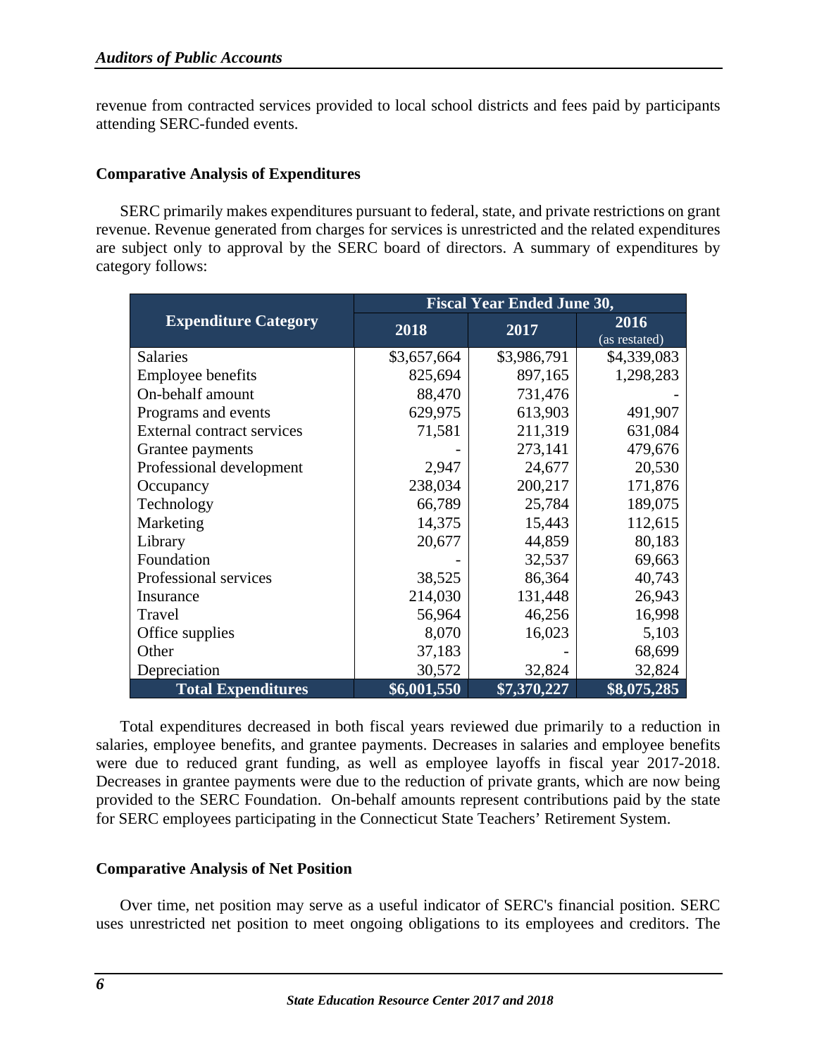revenue from contracted services provided to local school districts and fees paid by participants attending SERC-funded events.

### Comparative Analysis of Expenditures

SERC primarily makes expenditures pursuant to federal, state, and private restrictions on grant revenue. Revenue generated from charges for services is unrestricted and the related expenditures are subject only to approval by the SERC board of directors. A summary of expenditures by category follows:

| Expenditure Category | Fiscal Year Ended June 30, | | |
|---|---|---|---|
| | 2018 | 2017 | 2016 (as restated) |
| Salaries | $3,657,664 | $3,986,791 | $4,339,083 |
| Employee benefits | 825,694 | 897,165 | 1,298,283 |
| On-behalf amount | 88,470 | 731,476 | - |
| Programs and events | 629,975 | 613,903 | 491,907 |
| External contract services | 71,581 | 211,319 | 631,084 |
| Grantee payments | - | 273,141 | 479,676 |
| Professional development | 2,947 | 24,677 | 20,530 |
| Occupancy | 238,034 | 200,217 | 171,876 |
| Technology | 66,789 | 25,784 | 189,075 |
| Marketing | 14,375 | 15,443 | 112,615 |
| Library | 20,677 | 44,859 | 80,183 |
| Foundation | - | 32,537 | 69,663 |
| Professional services | 38,525 | 86,364 | 40,743 |
| Insurance | 214,030 | 131,448 | 26,943 |
| Travel | 56,964 | 46,256 | 16,998 |
| Office supplies | 8,070 | 16,023 | 5,103 |
| Other | 37,183 | - | 68,699 |
| Depreciation | 30,572 | 32,824 | 32,824 |
| **Total Expenditures** | **$6,001,550** | **$7,370,227** | **$8,075,285** |

Total expenditures decreased in both fiscal years reviewed due primarily to a reduction in salaries, employee benefits, and grantee payments. Decreases in salaries and employee benefits were due to reduced grant funding, as well as employee layoffs in fiscal year 2017-2018. Decreases in grantee payments were due to the reduction of private grants, which are now being provided to the SERC Foundation. On-behalf amounts represent contributions paid by the state for SERC employees participating in the Connecticut State Teachers' Retirement System.

### Comparative Analysis of Net Position

Over time, net position may serve as a useful indicator of SERC's financial position. SERC uses unrestricted net position to meet ongoing obligations to its employees and creditors. The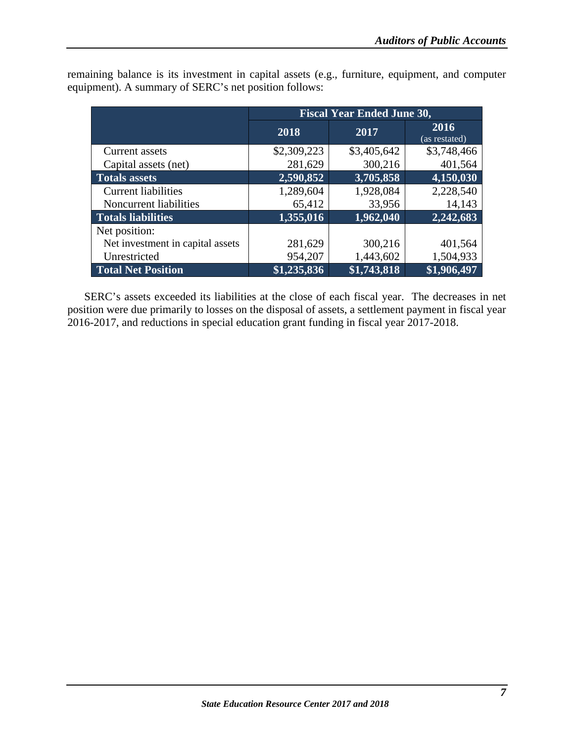remaining balance is its investment in capital assets (e.g., furniture, equipment, and computer equipment). A summary of SERC's net position follows:

| | Fiscal Year Ended June 30, | | |
|---|---|---|---|
| | 2018 | 2017 | 2016 (as restated) |
| Current assets | $2,309,223 | $3,405,642 | $3,748,466 |
| Capital assets (net) | 281,629 | 300,216 | 401,564 |
| **Totals assets** | **2,590,852** | **3,705,858** | **4,150,030** |
| Current liabilities | 1,289,604 | 1,928,084 | 2,228,540 |
| Noncurrent liabilities | 65,412 | 33,956 | 14,143 |
| **Totals liabilities** | **1,355,016** | **1,962,040** | **2,242,683** |
| Net position: | | | |
| Net investment in capital assets | 281,629 | 300,216 | 401,564 |
| Unrestricted | 954,207 | 1,443,602 | 1,504,933 |
| **Total Net Position** | **$1,235,836** | **$1,743,818** | **$1,906,497** |

SERC's assets exceeded its liabilities at the close of each fiscal year. The decreases in net position were due primarily to losses on the disposal of assets, a settlement payment in fiscal year 2016-2017, and reductions in special education grant funding in fiscal year 2017-2018.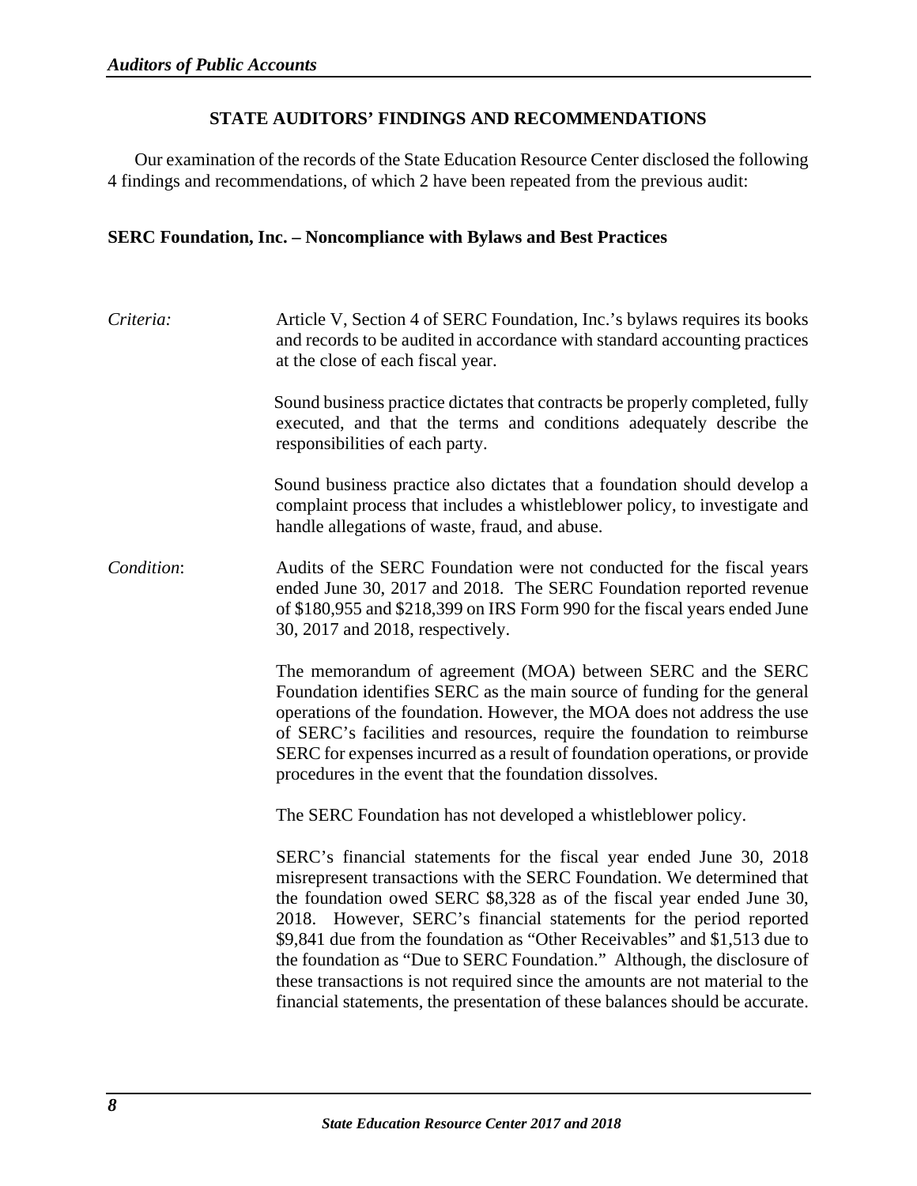## STATE AUDITORS' FINDINGS AND RECOMMENDATIONS

Our examination of the records of the State Education Resource Center disclosed the following 4 findings and recommendations, of which 2 have been repeated from the previous audit:

### SERC Foundation, Inc. – Noncompliance with Bylaws and Best Practices

*Criteria:* Article V, Section 4 of SERC Foundation, Inc.'s bylaws requires its books and records to be audited in accordance with standard accounting practices at the close of each fiscal year.

Sound business practice dictates that contracts be properly completed, fully executed, and that the terms and conditions adequately describe the responsibilities of each party.

Sound business practice also dictates that a foundation should develop a complaint process that includes a whistleblower policy, to investigate and handle allegations of waste, fraud, and abuse.

*Condition*: Audits of the SERC Foundation were not conducted for the fiscal years ended June 30, 2017 and 2018. The SERC Foundation reported revenue of $180,955 and $218,399 on IRS Form 990 for the fiscal years ended June 30, 2017 and 2018, respectively.

The memorandum of agreement (MOA) between SERC and the SERC Foundation identifies SERC as the main source of funding for the general operations of the foundation. However, the MOA does not address the use of SERC's facilities and resources, require the foundation to reimburse SERC for expenses incurred as a result of foundation operations, or provide procedures in the event that the foundation dissolves.

The SERC Foundation has not developed a whistleblower policy.

SERC's financial statements for the fiscal year ended June 30, 2018 misrepresent transactions with the SERC Foundation. We determined that the foundation owed SERC $8,328 as of the fiscal year ended June 30, 2018. However, SERC's financial statements for the period reported $9,841 due from the foundation as "Other Receivables" and $1,513 due to the foundation as "Due to SERC Foundation." Although, the disclosure of these transactions is not required since the amounts are not material to the financial statements, the presentation of these balances should be accurate.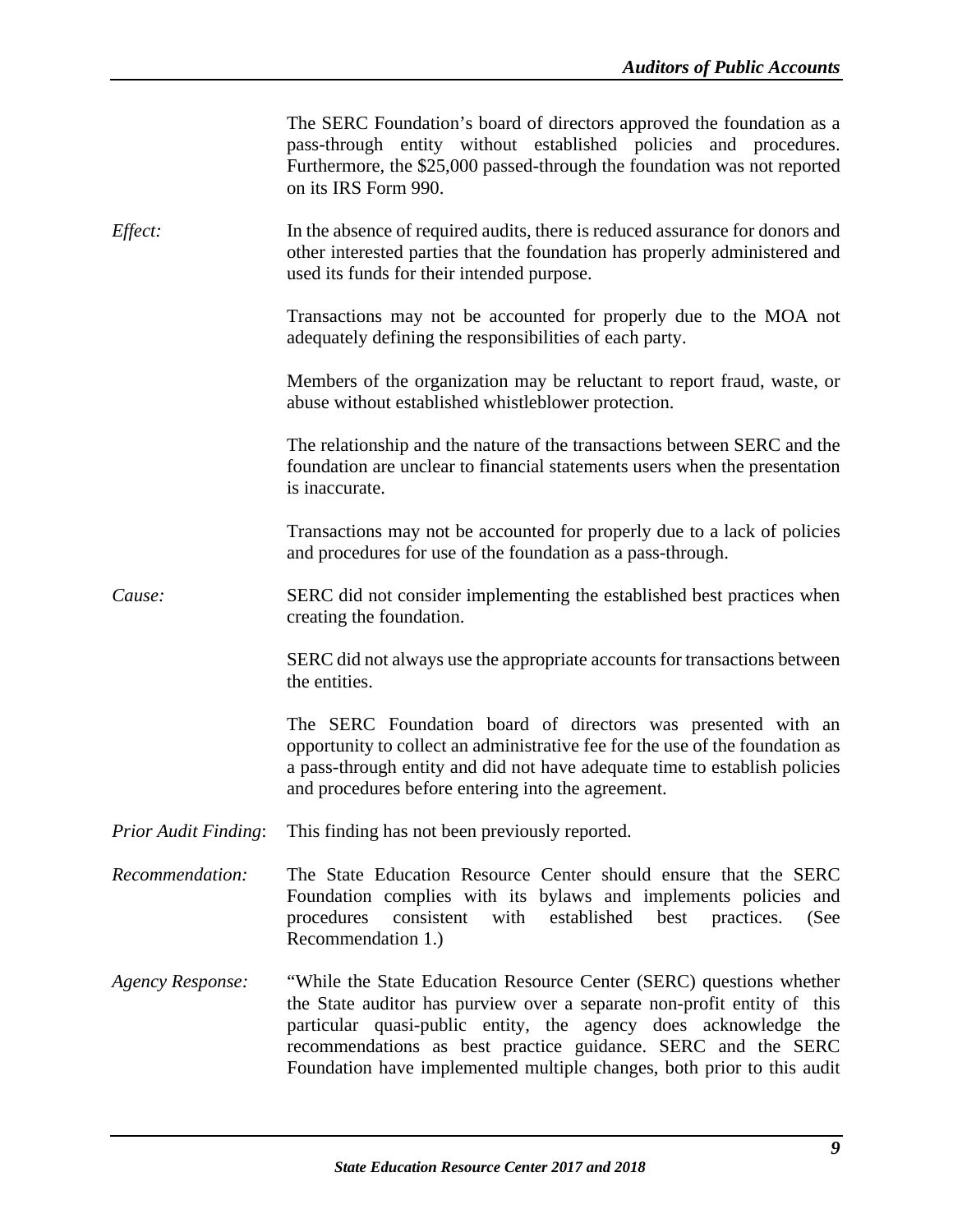The SERC Foundation's board of directors approved the foundation as a pass-through entity without established policies and procedures. Furthermore, the $25,000 passed-through the foundation was not reported on its IRS Form 990.

*Effect:*

In the absence of required audits, there is reduced assurance for donors and other interested parties that the foundation has properly administered and used its funds for their intended purpose.

Transactions may not be accounted for properly due to the MOA not adequately defining the responsibilities of each party.

Members of the organization may be reluctant to report fraud, waste, or abuse without established whistleblower protection.

The relationship and the nature of the transactions between SERC and the foundation are unclear to financial statements users when the presentation is inaccurate.

Transactions may not be accounted for properly due to a lack of policies and procedures for use of the foundation as a pass-through.

*Cause:*

SERC did not consider implementing the established best practices when creating the foundation.

SERC did not always use the appropriate accounts for transactions between the entities.

The SERC Foundation board of directors was presented with an opportunity to collect an administrative fee for the use of the foundation as a pass-through entity and did not have adequate time to establish policies and procedures before entering into the agreement.

*Prior Audit Finding*: This finding has not been previously reported.

*Recommendation:* The State Education Resource Center should ensure that the SERC Foundation complies with its bylaws and implements policies and procedures consistent with established best practices. (See Recommendation 1.)

*Agency Response:* "While the State Education Resource Center (SERC) questions whether the State auditor has purview over a separate non-profit entity of this particular quasi-public entity, the agency does acknowledge the recommendations as best practice guidance. SERC and the SERC Foundation have implemented multiple changes, both prior to this audit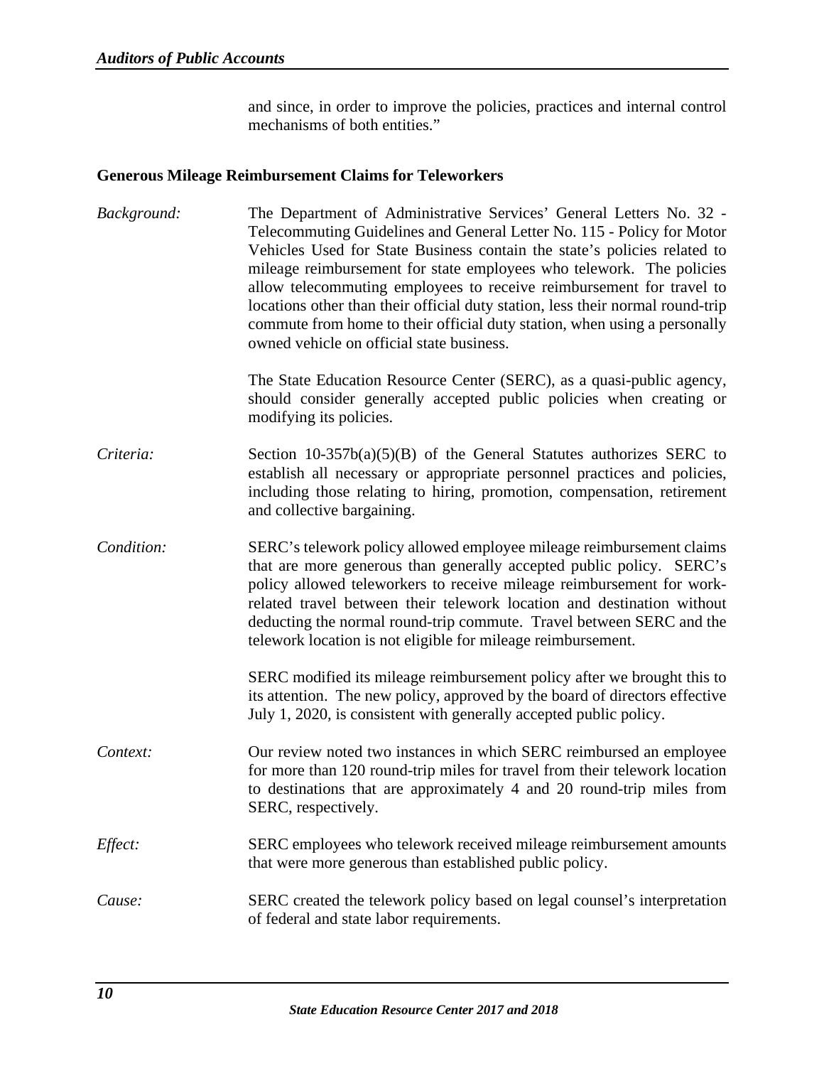and since, in order to improve the policies, practices and internal control mechanisms of both entities."

**Generous Mileage Reimbursement Claims for Teleworkers**

*Background:* The Department of Administrative Services' General Letters No. 32 - Telecommuting Guidelines and General Letter No. 115 - Policy for Motor Vehicles Used for State Business contain the state's policies related to mileage reimbursement for state employees who telework. The policies allow telecommuting employees to receive reimbursement for travel to locations other than their official duty station, less their normal round-trip commute from home to their official duty station, when using a personally owned vehicle on official state business.

The State Education Resource Center (SERC), as a quasi-public agency, should consider generally accepted public policies when creating or modifying its policies.

*Criteria:* Section 10-357b(a)(5)(B) of the General Statutes authorizes SERC to establish all necessary or appropriate personnel practices and policies, including those relating to hiring, promotion, compensation, retirement and collective bargaining.

*Condition:* SERC's telework policy allowed employee mileage reimbursement claims that are more generous than generally accepted public policy. SERC's policy allowed teleworkers to receive mileage reimbursement for work-related travel between their telework location and destination without deducting the normal round-trip commute. Travel between SERC and the telework location is not eligible for mileage reimbursement.

SERC modified its mileage reimbursement policy after we brought this to its attention. The new policy, approved by the board of directors effective July 1, 2020, is consistent with generally accepted public policy.

*Context:* Our review noted two instances in which SERC reimbursed an employee for more than 120 round-trip miles for travel from their telework location to destinations that are approximately 4 and 20 round-trip miles from SERC, respectively.

*Effect:* SERC employees who telework received mileage reimbursement amounts that were more generous than established public policy.

*Cause:* SERC created the telework policy based on legal counsel's interpretation of federal and state labor requirements.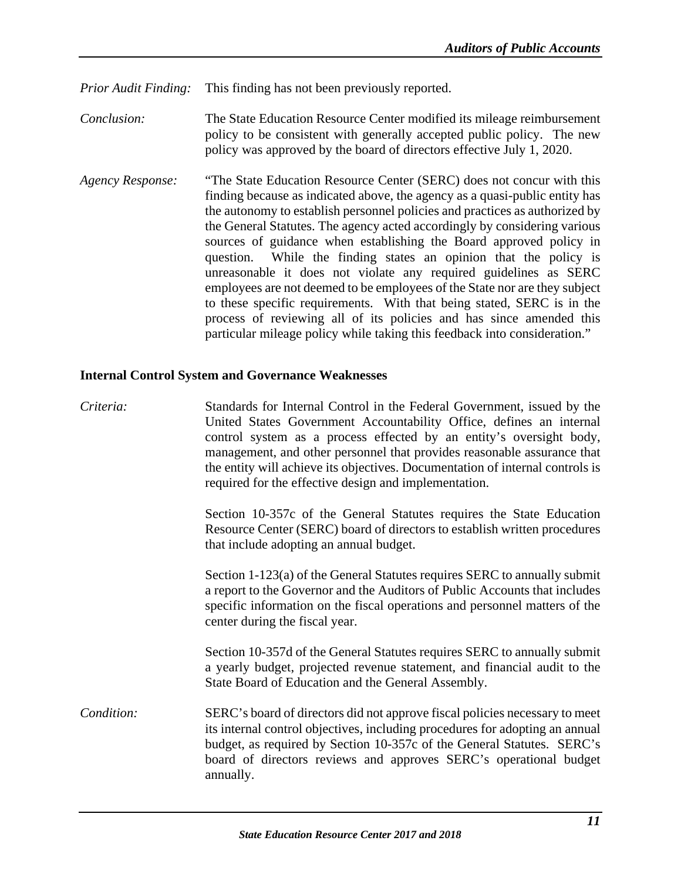*Prior Audit Finding:* This finding has not been previously reported.

*Conclusion:* The State Education Resource Center modified its mileage reimbursement policy to be consistent with generally accepted public policy. The new policy was approved by the board of directors effective July 1, 2020.

*Agency Response:* "The State Education Resource Center (SERC) does not concur with this finding because as indicated above, the agency as a quasi-public entity has the autonomy to establish personnel policies and practices as authorized by the General Statutes. The agency acted accordingly by considering various sources of guidance when establishing the Board approved policy in question. While the finding states an opinion that the policy is unreasonable it does not violate any required guidelines as SERC employees are not deemed to be employees of the State nor are they subject to these specific requirements. With that being stated, SERC is in the process of reviewing all of its policies and has since amended this particular mileage policy while taking this feedback into consideration."

**Internal Control System and Governance Weaknesses**

*Criteria:* Standards for Internal Control in the Federal Government, issued by the United States Government Accountability Office, defines an internal control system as a process effected by an entity's oversight body, management, and other personnel that provides reasonable assurance that the entity will achieve its objectives. Documentation of internal controls is required for the effective design and implementation.

Section 10-357c of the General Statutes requires the State Education Resource Center (SERC) board of directors to establish written procedures that include adopting an annual budget.

Section 1-123(a) of the General Statutes requires SERC to annually submit a report to the Governor and the Auditors of Public Accounts that includes specific information on the fiscal operations and personnel matters of the center during the fiscal year.

Section 10-357d of the General Statutes requires SERC to annually submit a yearly budget, projected revenue statement, and financial audit to the State Board of Education and the General Assembly.

*Condition:* SERC's board of directors did not approve fiscal policies necessary to meet its internal control objectives, including procedures for adopting an annual budget, as required by Section 10-357c of the General Statutes. SERC's board of directors reviews and approves SERC's operational budget annually.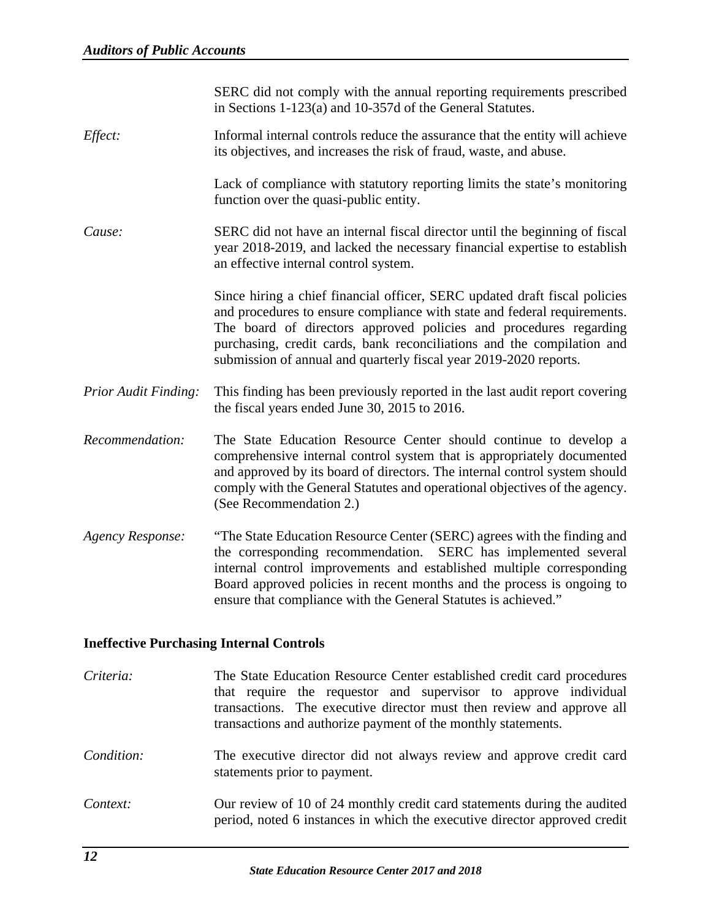SERC did not comply with the annual reporting requirements prescribed in Sections 1-123(a) and 10-357d of the General Statutes.

*Effect:* Informal internal controls reduce the assurance that the entity will achieve its objectives, and increases the risk of fraud, waste, and abuse.

Lack of compliance with statutory reporting limits the state's monitoring function over the quasi-public entity.

*Cause:* SERC did not have an internal fiscal director until the beginning of fiscal year 2018-2019, and lacked the necessary financial expertise to establish an effective internal control system.

Since hiring a chief financial officer, SERC updated draft fiscal policies and procedures to ensure compliance with state and federal requirements. The board of directors approved policies and procedures regarding purchasing, credit cards, bank reconciliations and the compilation and submission of annual and quarterly fiscal year 2019-2020 reports.

*Prior Audit Finding:* This finding has been previously reported in the last audit report covering the fiscal years ended June 30, 2015 to 2016.

*Recommendation:* The State Education Resource Center should continue to develop a comprehensive internal control system that is appropriately documented and approved by its board of directors. The internal control system should comply with the General Statutes and operational objectives of the agency. (See Recommendation 2.)

*Agency Response:* "The State Education Resource Center (SERC) agrees with the finding and the corresponding recommendation. SERC has implemented several internal control improvements and established multiple corresponding Board approved policies in recent months and the process is ongoing to ensure that compliance with the General Statutes is achieved."

### Ineffective Purchasing Internal Controls

*Criteria:* The State Education Resource Center established credit card procedures that require the requestor and supervisor to approve individual transactions. The executive director must then review and approve all transactions and authorize payment of the monthly statements.

*Condition:* The executive director did not always review and approve credit card statements prior to payment.

*Context:* Our review of 10 of 24 monthly credit card statements during the audited period, noted 6 instances in which the executive director approved credit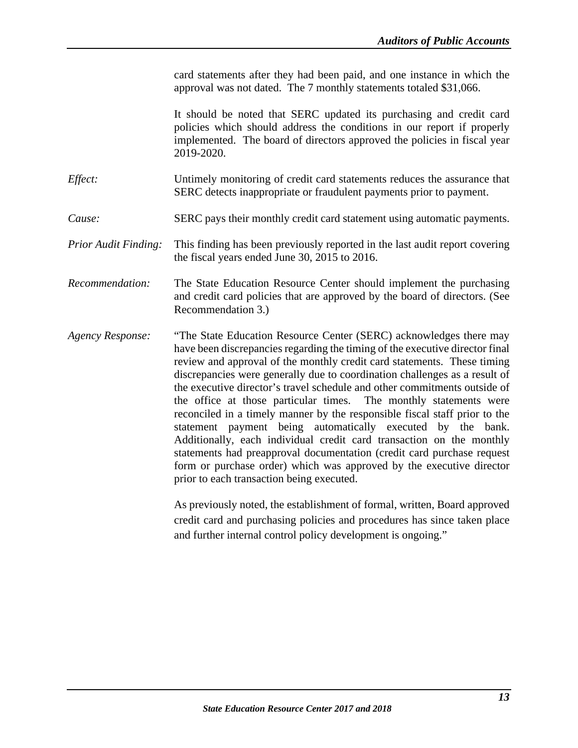card statements after they had been paid, and one instance in which the approval was not dated. The 7 monthly statements totaled $31,066.

It should be noted that SERC updated its purchasing and credit card policies which should address the conditions in our report if properly implemented. The board of directors approved the policies in fiscal year 2019-2020.

*Effect:* Untimely monitoring of credit card statements reduces the assurance that SERC detects inappropriate or fraudulent payments prior to payment.

*Cause:* SERC pays their monthly credit card statement using automatic payments.

*Prior Audit Finding:* This finding has been previously reported in the last audit report covering the fiscal years ended June 30, 2015 to 2016.

*Recommendation:* The State Education Resource Center should implement the purchasing and credit card policies that are approved by the board of directors. (See Recommendation 3.)

*Agency Response:* "The State Education Resource Center (SERC) acknowledges there may have been discrepancies regarding the timing of the executive director final review and approval of the monthly credit card statements. These timing discrepancies were generally due to coordination challenges as a result of the executive director's travel schedule and other commitments outside of the office at those particular times. The monthly statements were reconciled in a timely manner by the responsible fiscal staff prior to the statement payment being automatically executed by the bank. Additionally, each individual credit card transaction on the monthly statements had preapproval documentation (credit card purchase request form or purchase order) which was approved by the executive director prior to each transaction being executed.

As previously noted, the establishment of formal, written, Board approved credit card and purchasing policies and procedures has since taken place and further internal control policy development is ongoing."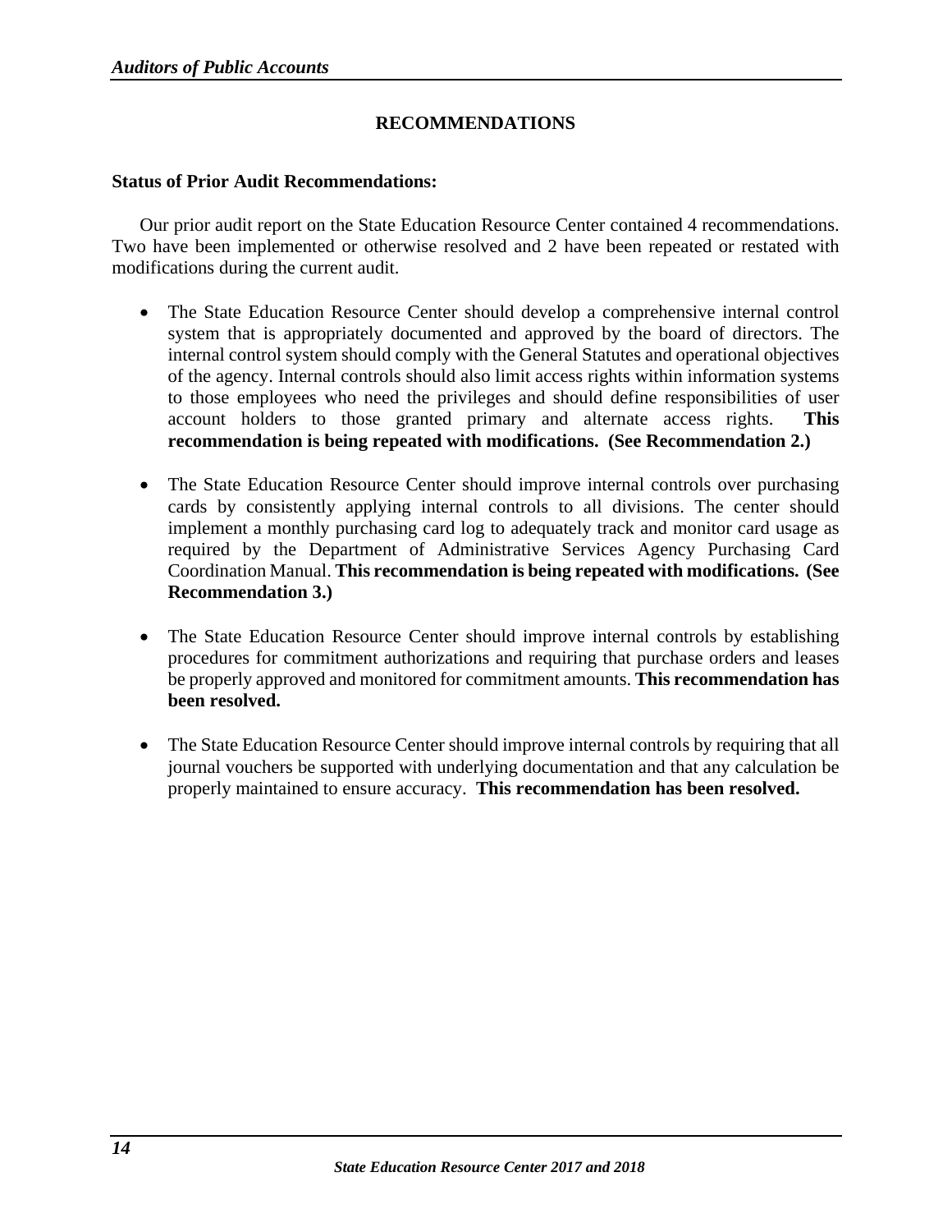## RECOMMENDATIONS

**Status of Prior Audit Recommendations:**

Our prior audit report on the State Education Resource Center contained 4 recommendations. Two have been implemented or otherwise resolved and 2 have been repeated or restated with modifications during the current audit.

- The State Education Resource Center should develop a comprehensive internal control system that is appropriately documented and approved by the board of directors. The internal control system should comply with the General Statutes and operational objectives of the agency. Internal controls should also limit access rights within information systems to those employees who need the privileges and should define responsibilities of user account holders to those granted primary and alternate access rights. **This recommendation is being repeated with modifications. (See Recommendation 2.)**

- The State Education Resource Center should improve internal controls over purchasing cards by consistently applying internal controls to all divisions. The center should implement a monthly purchasing card log to adequately track and monitor card usage as required by the Department of Administrative Services Agency Purchasing Card Coordination Manual. **This recommendation is being repeated with modifications. (See Recommendation 3.)**

- The State Education Resource Center should improve internal controls by establishing procedures for commitment authorizations and requiring that purchase orders and leases be properly approved and monitored for commitment amounts. **This recommendation has been resolved.**

- The State Education Resource Center should improve internal controls by requiring that all journal vouchers be supported with underlying documentation and that any calculation be properly maintained to ensure accuracy. **This recommendation has been resolved.**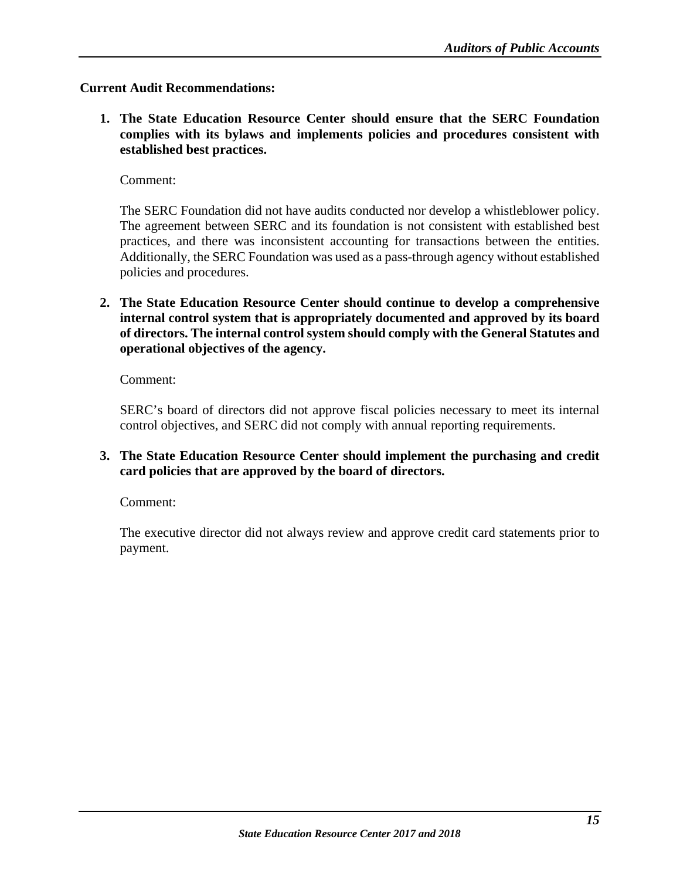**Current Audit Recommendations:**

1. **The State Education Resource Center should ensure that the SERC Foundation complies with its bylaws and implements policies and procedures consistent with established best practices.**

   Comment:

   The SERC Foundation did not have audits conducted nor develop a whistleblower policy. The agreement between SERC and its foundation is not consistent with established best practices, and there was inconsistent accounting for transactions between the entities. Additionally, the SERC Foundation was used as a pass-through agency without established policies and procedures.

2. **The State Education Resource Center should continue to develop a comprehensive internal control system that is appropriately documented and approved by its board of directors. The internal control system should comply with the General Statutes and operational objectives of the agency.**

   Comment:

   SERC's board of directors did not approve fiscal policies necessary to meet its internal control objectives, and SERC did not comply with annual reporting requirements.

3. **The State Education Resource Center should implement the purchasing and credit card policies that are approved by the board of directors.**

   Comment:

   The executive director did not always review and approve credit card statements prior to payment.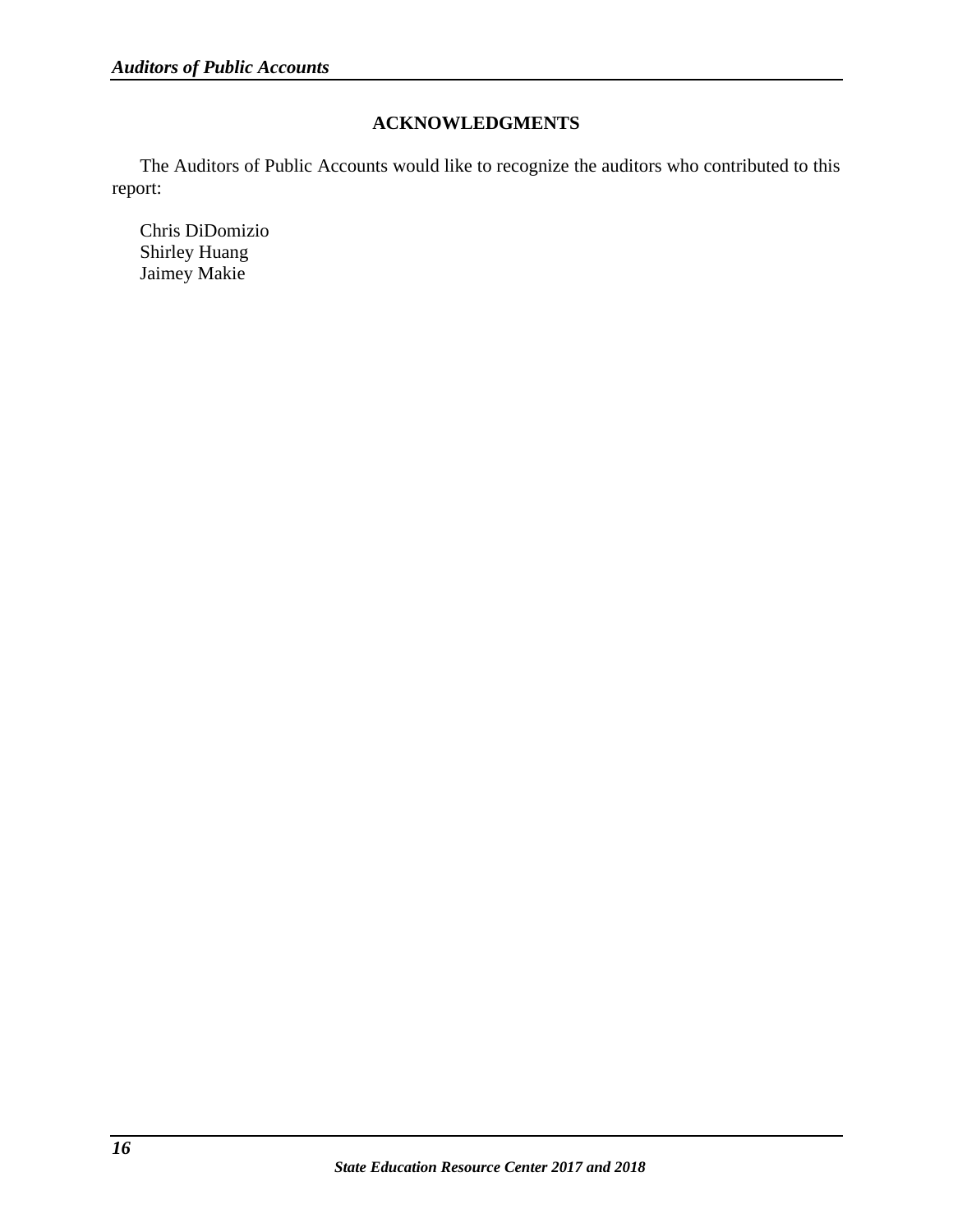## ACKNOWLEDGMENTS

The Auditors of Public Accounts would like to recognize the auditors who contributed to this report:

Chris DiDomizio
Shirley Huang
Jaimey Makie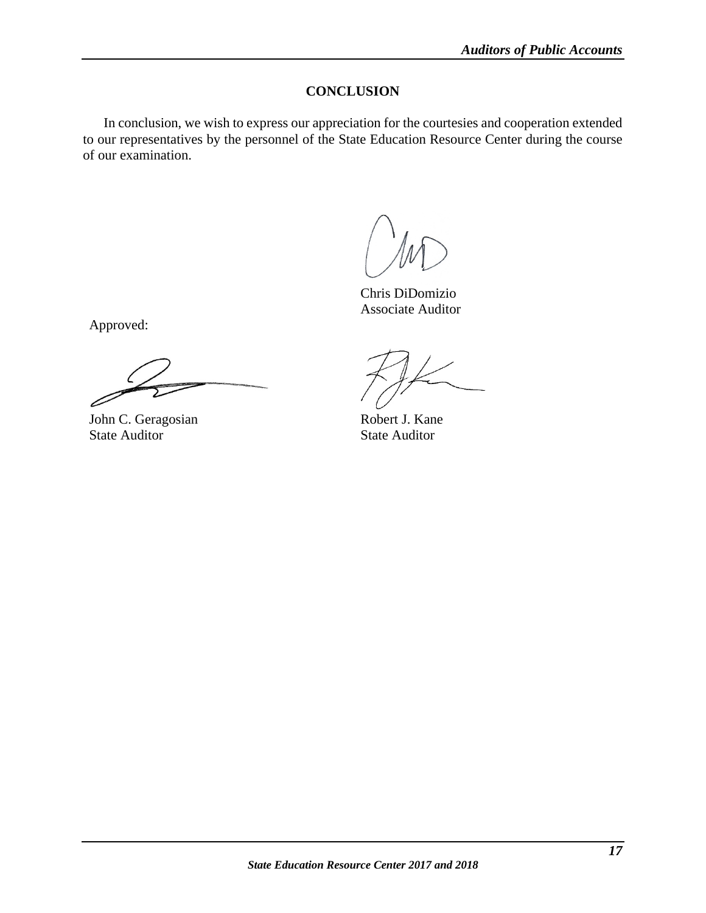## CONCLUSION

In conclusion, we wish to express our appreciation for the courtesies and cooperation extended to our representatives by the personnel of the State Education Resource Center during the course of our examination.

Chris DiDomizio
Associate Auditor

Approved:

John C. Geragosian
State Auditor

Robert J. Kane
State Auditor